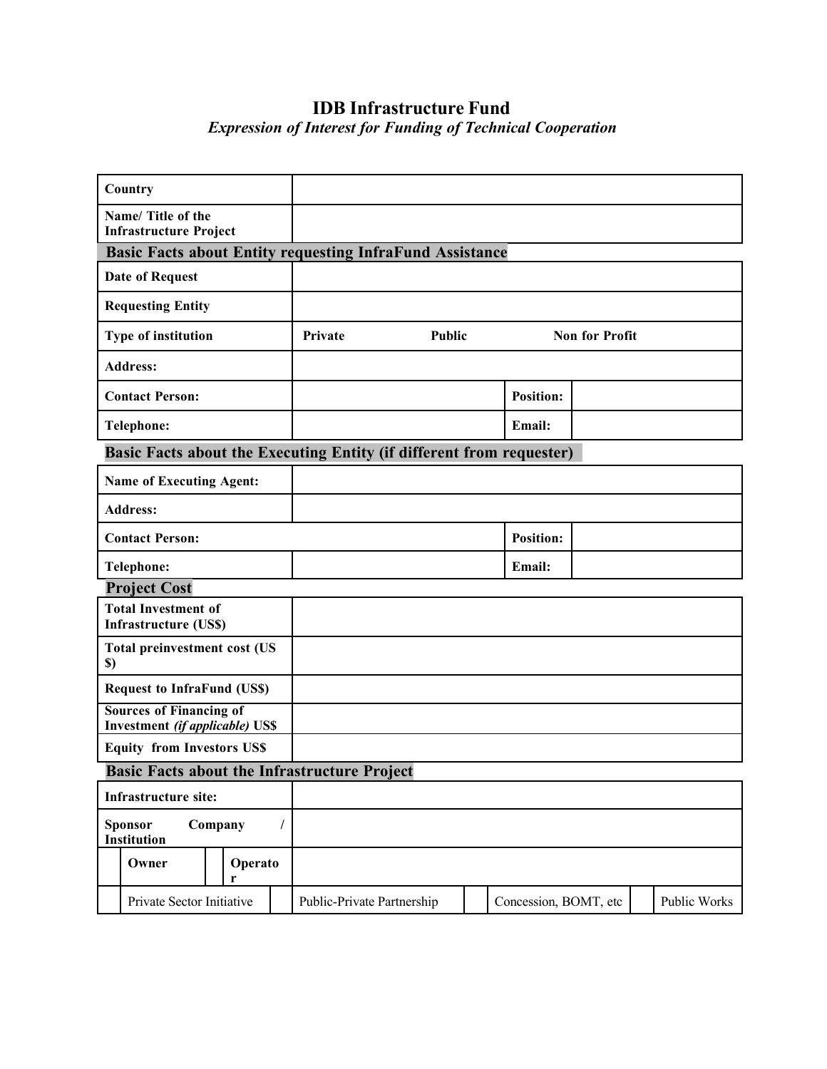# IDB Infrastructure Fund

*Expression of Interest for Funding of Technical Cooperation*

| | |
|---|---|
| **Country** | |
| **Name/ Title of the Infrastructure Project** | |

**Basic Facts about Entity requesting InfraFund Assistance**

| | | | |
|---|---|---|---|
| **Date of Request** | | | |
| **Requesting Entity** | | | |
| **Type of institution** | **Private** **Public** **Non for Profit** | | |
| **Address:** | | | |
| **Contact Person:** | | **Position:** | |
| **Telephone:** | | **Email:** | |

**Basic Facts about the Executing Entity (if different from requester)**

| | | | |
|---|---|---|---|
| **Name of Executing Agent:** | | | |
| **Address:** | | | |
| **Contact Person:** | | **Position:** | |
| **Telephone:** | | **Email:** | |

**Project Cost**

| | |
|---|---|
| **Total Investment of Infrastructure (US$)** | |
| **Total preinvestment cost (US $)** | |
| **Request to InfraFund (US$)** | |
| **Sources of Financing of Investment *(if applicable)* US$** | |
| **Equity from Investors US$** | |

**Basic Facts about the Infrastructure Project**

| | | | | | | | |
|---|---|---|---|---|---|---|---|
| **Infrastructure site:** | | | | | | | |
| **Sponsor Company / Institution** | | | | | | | |
| | **Owner** | | **Operator** | | | | |
| | Private Sector Initiative | | Public-Private Partnership | | Concession, BOMT, etc | | Public Works |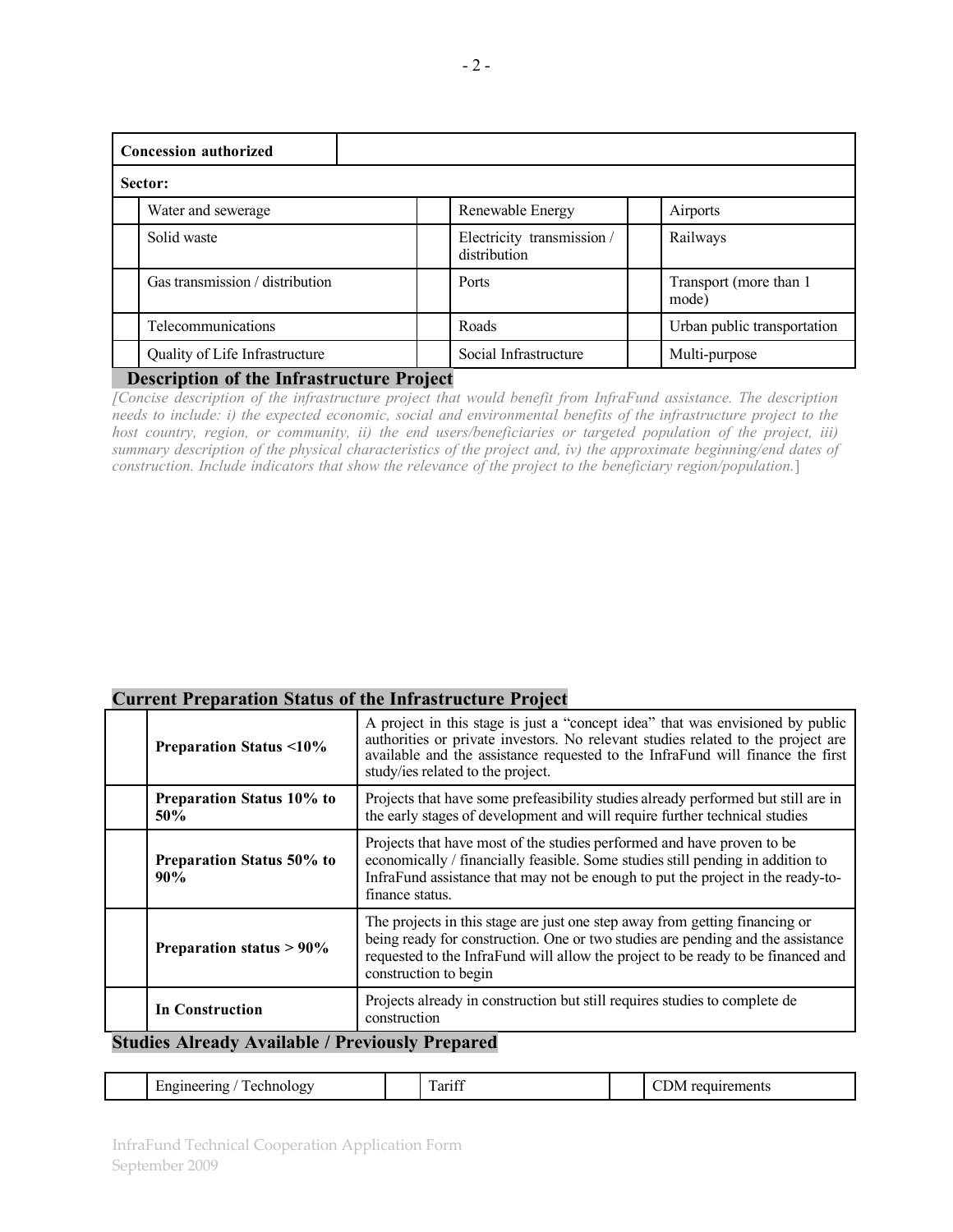| **Concession authorized** | |
|---|---|

**Sector:**

| | | | | | |
|---|---|---|---|---|---|
| | Water and sewerage | | Renewable Energy | | Airports |
| | Solid waste | | Electricity transmission / distribution | | Railways |
| | Gas transmission / distribution | | Ports | | Transport (more than 1 mode) |
| | Telecommunications | | Roads | | Urban public transportation |
| | Quality of Life Infrastructure | | Social Infrastructure | | Multi-purpose |

## Description of the Infrastructure Project

*[Concise description of the infrastructure project that would benefit from InfraFund assistance. The description needs to include: i) the expected economic, social and environmental benefits of the infrastructure project to the host country, region, or community, ii) the end users/beneficiaries or targeted population of the project, iii) summary description of the physical characteristics of the project and, iv) the approximate beginning/end dates of construction. Include indicators that show the relevance of the project to the beneficiary region/population.*]

## Current Preparation Status of the Infrastructure Project

| | | |
|---|---|---|
| | **Preparation Status <10%** | A project in this stage is just a "concept idea" that was envisioned by public authorities or private investors. No relevant studies related to the project are available and the assistance requested to the InfraFund will finance the first study/ies related to the project. |
| | **Preparation Status 10% to 50%** | Projects that have some prefeasibility studies already performed but still are in the early stages of development and will require further technical studies |
| | **Preparation Status 50% to 90%** | Projects that have most of the studies performed and have proven to be economically / financially feasible. Some studies still pending in addition to InfraFund assistance that may not be enough to put the project in the ready-to-finance status. |
| | **Preparation status > 90%** | The projects in this stage are just one step away from getting financing or being ready for construction. One or two studies are pending and the assistance requested to the InfraFund will allow the project to be ready to be financed and construction to begin |
| | **In Construction** | Projects already in construction but still requires studies to complete de construction |

## Studies Already Available / Previously Prepared

| | | | | | |
|---|---|---|---|---|---|
| | Engineering / Technology | | Tariff | | CDM requirements |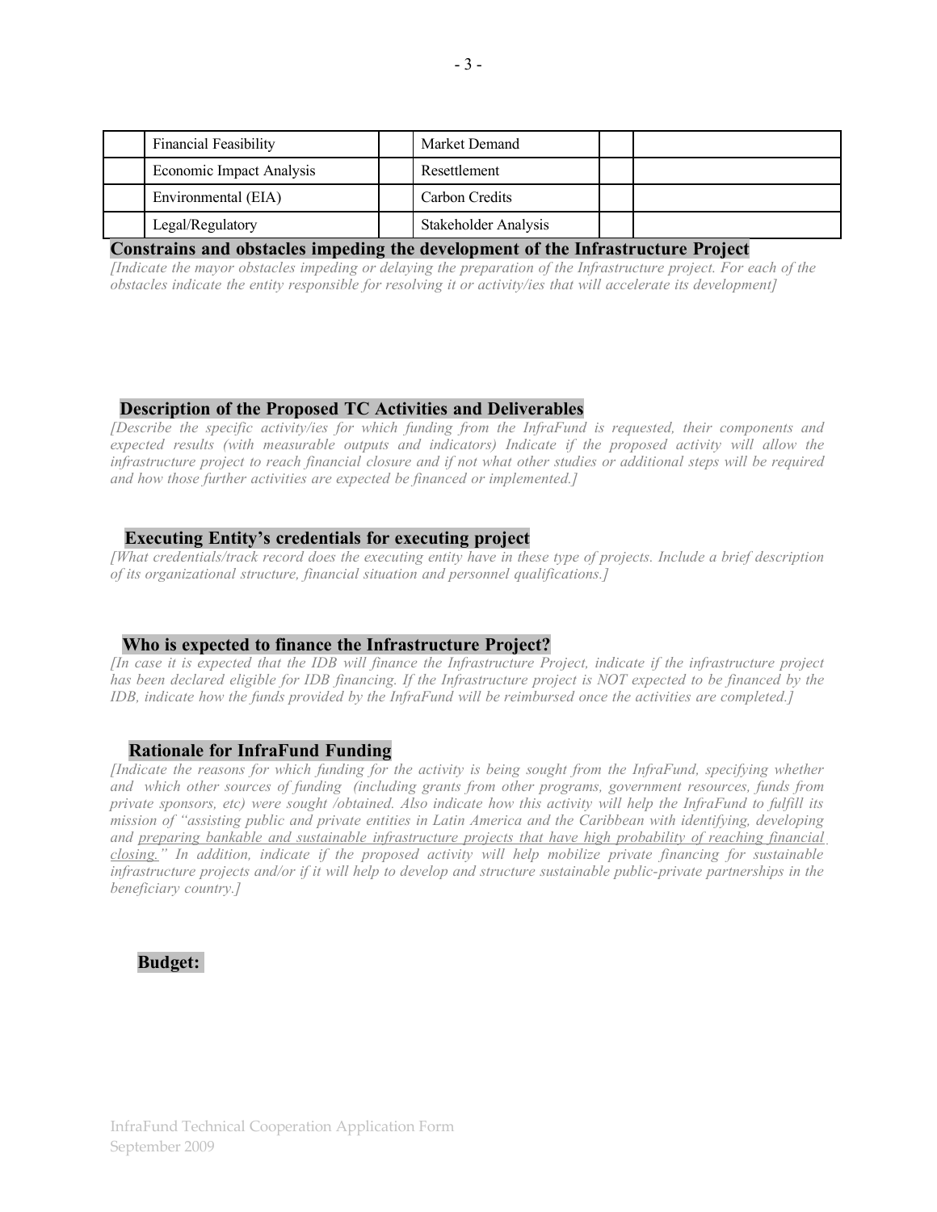|  | Financial Feasibility |  | Market Demand |  |  |
|---|---|---|---|---|---|
|  | Economic Impact Analysis |  | Resettlement |  |  |
|  | Environmental (EIA) |  | Carbon Credits |  |  |
|  | Legal/Regulatory |  | Stakeholder Analysis |  |  |

**Constrains and obstacles impeding the development of the Infrastructure Project**

*[Indicate the mayor obstacles impeding or delaying the preparation of the Infrastructure project. For each of the obstacles indicate the entity responsible for resolving it or activity/ies that will accelerate its development]*

**Description of the Proposed TC Activities and Deliverables**

*[Describe the specific activity/ies for which funding from the InfraFund is requested, their components and expected results (with measurable outputs and indicators) Indicate if the proposed activity will allow the infrastructure project to reach financial closure and if not what other studies or additional steps will be required and how those further activities are expected be financed or implemented.]*

**Executing Entity's credentials for executing project**

*[What credentials/track record does the executing entity have in these type of projects. Include a brief description of its organizational structure, financial situation and personnel qualifications.]*

**Who is expected to finance the Infrastructure Project?**

*[In case it is expected that the IDB will finance the Infrastructure Project, indicate if the infrastructure project has been declared eligible for IDB financing. If the Infrastructure project is NOT expected to be financed by the IDB, indicate how the funds provided by the InfraFund will be reimbursed once the activities are completed.]*

**Rationale for InfraFund Funding**

*[Indicate the reasons for which funding for the activity is being sought from the InfraFund, specifying whether and which other sources of funding (including grants from other programs, government resources, funds from private sponsors, etc) were sought /obtained. Also indicate how this activity will help the InfraFund to fulfill its mission of "assisting public and private entities in Latin America and the Caribbean with identifying, developing and preparing bankable and sustainable infrastructure projects that have high probability of reaching financial closing." In addition, indicate if the proposed activity will help mobilize private financing for sustainable infrastructure projects and/or if it will help to develop and structure sustainable public-private partnerships in the beneficiary country.]*

**Budget:**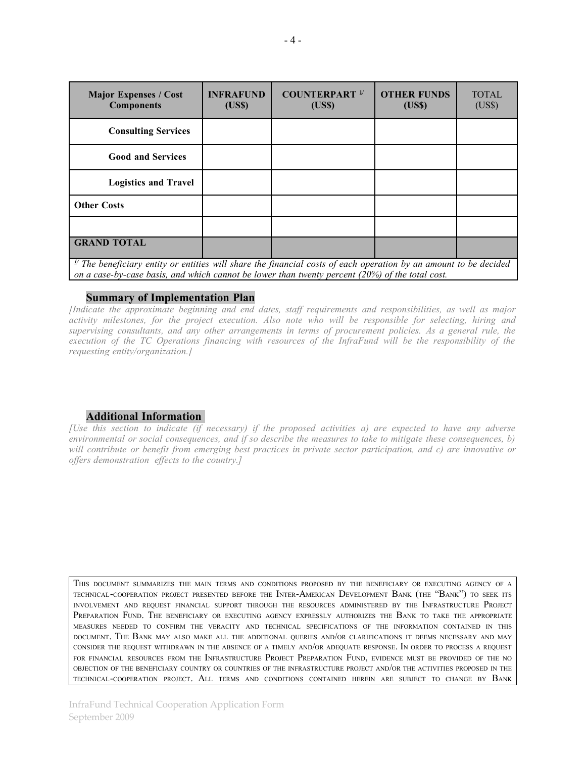| Major Expenses / Cost Components | INFRAFUND (US$) | COUNTERPART [1] (US$) | OTHER FUNDS (US$) | TOTAL (US$) |
|---|---|---|---|---|
| **Consulting Services** | | | | |
| **Good and Services** | | | | |
| **Logistics and Travel** | | | | |
| **Other Costs** | | | | |
| | | | | |
| **GRAND TOTAL** | | | | |

*[1] The beneficiary entity or entities will share the financial costs of each operation by an amount to be decided on a case-by-case basis, and which cannot be lower than twenty percent (20%) of the total cost.*

## Summary of Implementation Plan

*[Indicate the approximate beginning and end dates, staff requirements and responsibilities, as well as major activity milestones, for the project execution. Also note who will be responsible for selecting, hiring and supervising consultants, and any other arrangements in terms of procurement policies. As a general rule, the execution of the TC Operations financing with resources of the InfraFund will be the responsibility of the requesting entity/organization.]*

## Additional Information

*[Use this section to indicate (if necessary) if the proposed activities a) are expected to have any adverse environmental or social consequences, and if so describe the measures to take to mitigate these consequences, b) will contribute or benefit from emerging best practices in private sector participation, and c) are innovative or offers demonstration effects to the country.]*

This document summarizes the main terms and conditions proposed by the beneficiary or executing agency of a technical-cooperation project presented before the Inter-American Development Bank (the "Bank") to seek its involvement and request financial support through the resources administered by the Infrastructure Project Preparation Fund. The beneficiary or executing agency expressly authorizes the Bank to take the appropriate measures needed to confirm the veracity and technical specifications of the information contained in this document. The Bank may also make all the additional queries and/or clarifications it deems necessary and may consider the request withdrawn in the absence of a timely and/or adequate response. In order to process a request for financial resources from the Infrastructure Project Preparation Fund, evidence must be provided of the no objection of the beneficiary country or countries of the infrastructure project and/or the activities proposed in the technical-cooperation project. All terms and conditions contained herein are subject to change by Bank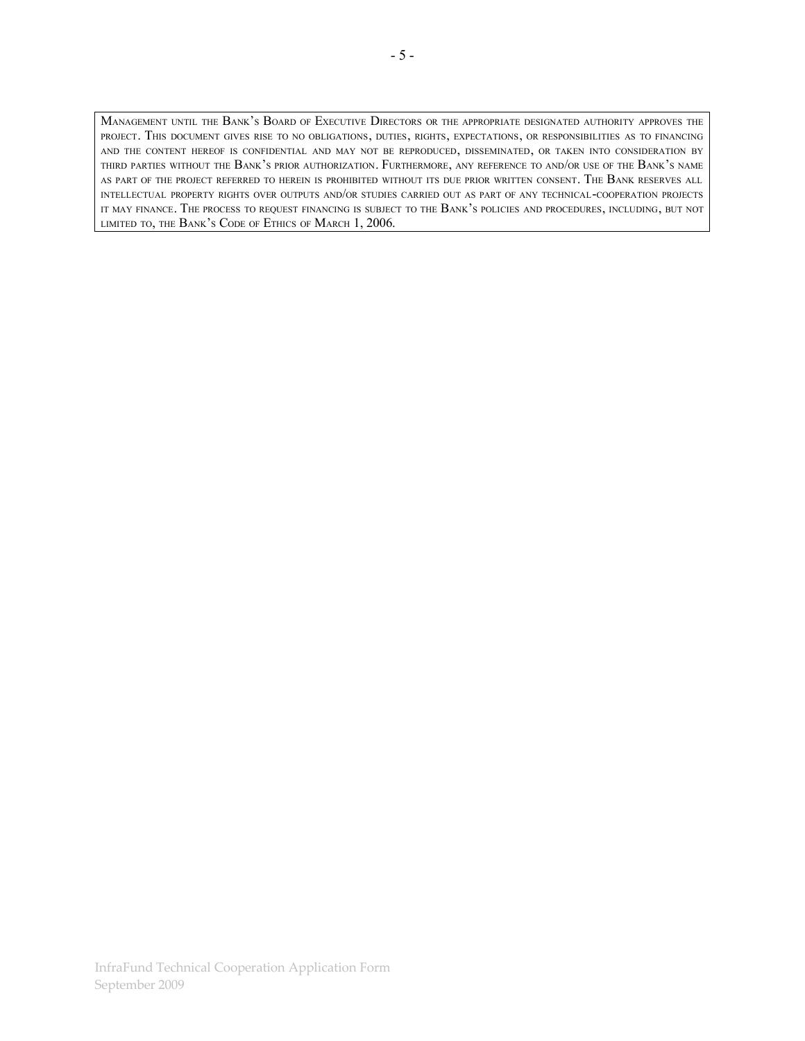Management until the Bank's Board of Executive Directors or the appropriate designated authority approves the project. This document gives rise to no obligations, duties, rights, expectations, or responsibilities as to financing and the content hereof is confidential and may not be reproduced, disseminated, or taken into consideration by third parties without the Bank's prior authorization. Furthermore, any reference to and/or use of the Bank's name as part of the project referred to herein is prohibited without its due prior written consent. The Bank reserves all intellectual property rights over outputs and/or studies carried out as part of any technical-cooperation projects it may finance. The process to request financing is subject to the Bank's policies and procedures, including, but not limited to, the Bank's Code of Ethics of March 1, 2006.